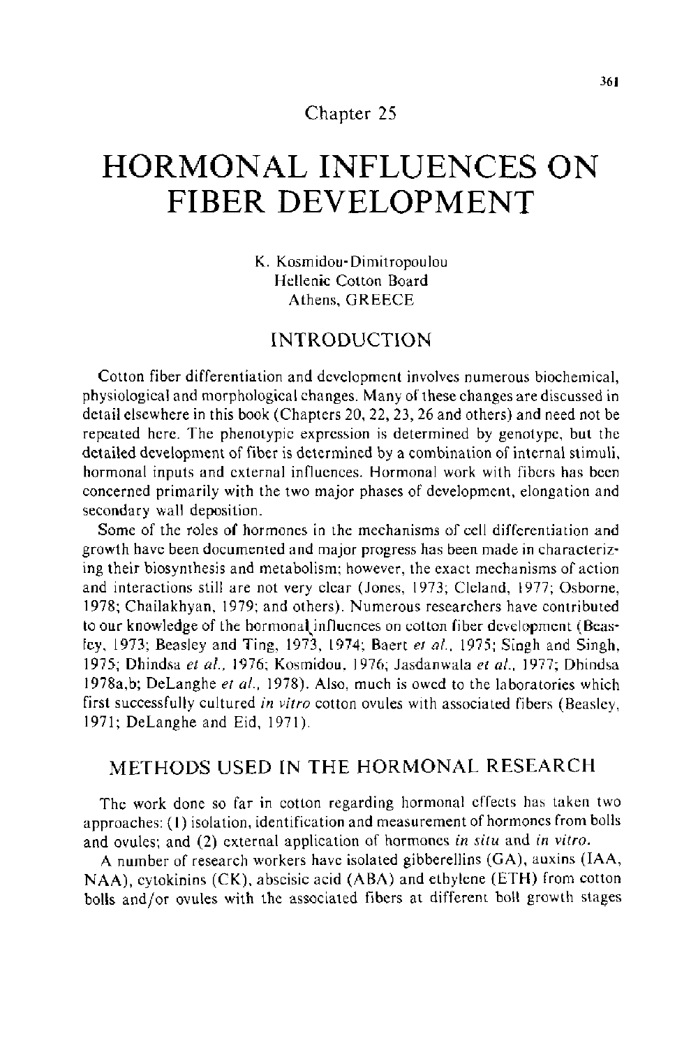Chapter 25

# HORMONAL INFLUENCES ON FIBER DEVELOPMENT

K. Kosmidou-Dimitropoulou
Hellenic Cotton Board
Athens, GREECE

## INTRODUCTION

Cotton fiber differentiation and development involves numerous biochemical, physiological and morphological changes. Many of these changes are discussed in detail elsewhere in this book (Chapters 20, 22, 23, 26 and others) and need not be repeated here. The phenotypic expression is determined by genotype, but the detailed development of fiber is determined by a combination of internal stimuli, hormonal inputs and external influences. Hormonal work with fibers has been concerned primarily with the two major phases of development, elongation and secondary wall deposition.

Some of the roles of hormones in the mechanisms of cell differentiation and growth have been documented and major progress has been made in characterizing their biosynthesis and metabolism; however, the exact mechanisms of action and interactions still are not very clear (Jones, 1973; Cleland, 1977; Osborne, 1978; Chailakhyan, 1979; and others). Numerous researchers have contributed to our knowledge of the hormonal influences on cotton fiber development (Beasley, 1973; Beasley and Ting, 1973, 1974; Baert *et al.*, 1975; Singh and Singh, 1975; Dhindsa *et al.*, 1976; Kosmidou, 1976; Jasdanwala *et al.*, 1977; Dhindsa 1978a,b; DeLanghe *et al.*, 1978). Also, much is owed to the laboratories which first successfully cultured *in vitro* cotton ovules with associated fibers (Beasley, 1971; DeLanghe and Eid, 1971).

## METHODS USED IN THE HORMONAL RESEARCH

The work done so far in cotton regarding hormonal effects has taken two approaches: (1) isolation, identification and measurement of hormones from bolls and ovules; and (2) external application of hormones *in situ* and *in vitro*.

A number of research workers have isolated gibberellins (GA), auxins (IAA, NAA), cytokinins (CK), abscisic acid (ABA) and ethylene (ETH) from cotton bolls and/or ovules with the associated fibers at different boll growth stages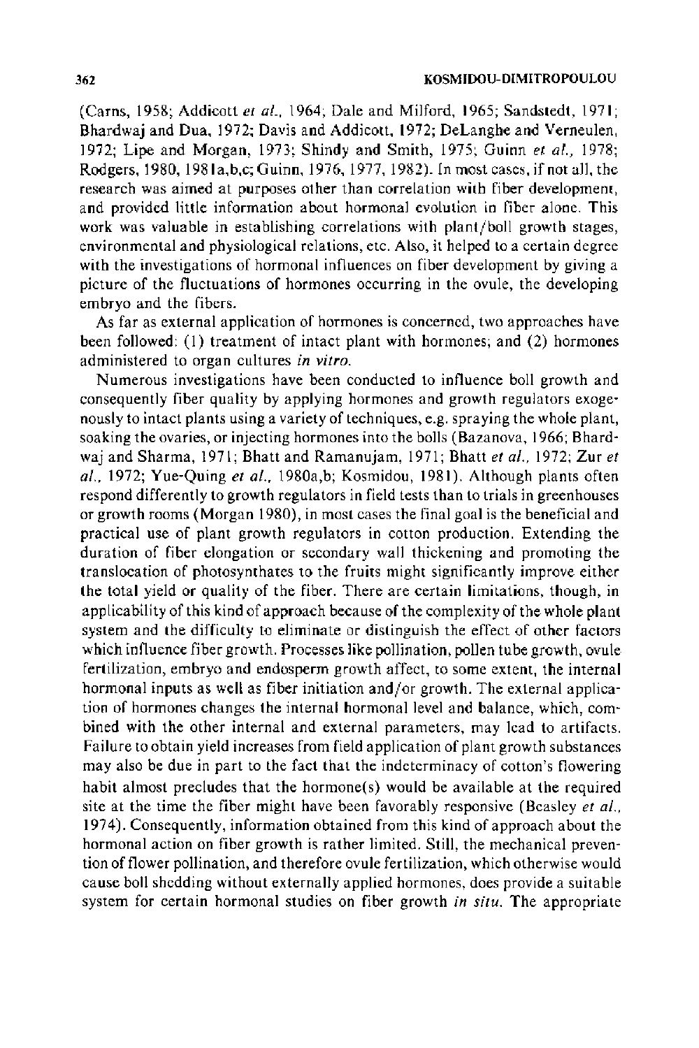(Carns, 1958; Addicott *et al.*, 1964; Dale and Milford, 1965; Sandstedt, 1971; Bhardwaj and Dua, 1972; Davis and Addicott, 1972; DeLanghe and Verneulen, 1972; Lipe and Morgan, 1973; Shindy and Smith, 1975; Guinn *et al.*, 1978; Rodgers, 1980, 1981a,b,c; Guinn, 1976, 1977, 1982). In most cases, if not all, the research was aimed at purposes other than correlation with fiber development, and provided little information about hormonal evolution in fiber alone. This work was valuable in establishing correlations with plant/boll growth stages, environmental and physiological relations, etc. Also, it helped to a certain degree with the investigations of hormonal influences on fiber development by giving a picture of the fluctuations of hormones occurring in the ovule, the developing embryo and the fibers.

As far as external application of hormones is concerned, two approaches have been followed: (1) treatment of intact plant with hormones; and (2) hormones administered to organ cultures *in vitro*.

Numerous investigations have been conducted to influence boll growth and consequently fiber quality by applying hormones and growth regulators exogenously to intact plants using a variety of techniques, e.g. spraying the whole plant, soaking the ovaries, or injecting hormones into the bolls (Bazanova, 1966; Bhardwaj and Sharma, 1971; Bhatt and Ramanujam, 1971; Bhatt *et al.*, 1972; Zur *et al.*, 1972; Yue-Quing *et al.*, 1980a,b; Kosmidou, 1981). Although plants often respond differently to growth regulators in field tests than to trials in greenhouses or growth rooms (Morgan 1980), in most cases the final goal is the beneficial and practical use of plant growth regulators in cotton production. Extending the duration of fiber elongation or secondary wall thickening and promoting the translocation of photosynthates to the fruits might significantly improve either the total yield or quality of the fiber. There are certain limitations, though, in applicability of this kind of approach because of the complexity of the whole plant system and the difficulty to eliminate or distinguish the effect of other factors which influence fiber growth. Processes like pollination, pollen tube growth, ovule fertilization, embryo and endosperm growth affect, to some extent, the internal hormonal inputs as well as fiber initiation and/or growth. The external application of hormones changes the internal hormonal level and balance, which, combined with the other internal and external parameters, may lead to artifacts. Failure to obtain yield increases from field application of plant growth substances may also be due in part to the fact that the indeterminacy of cotton's flowering habit almost precludes that the hormone(s) would be available at the required site at the time the fiber might have been favorably responsive (Beasley *et al.*, 1974). Consequently, information obtained from this kind of approach about the hormonal action on fiber growth is rather limited. Still, the mechanical prevention of flower pollination, and therefore ovule fertilization, which otherwise would cause boll shedding without externally applied hormones, does provide a suitable system for certain hormonal studies on fiber growth *in situ*. The appropriate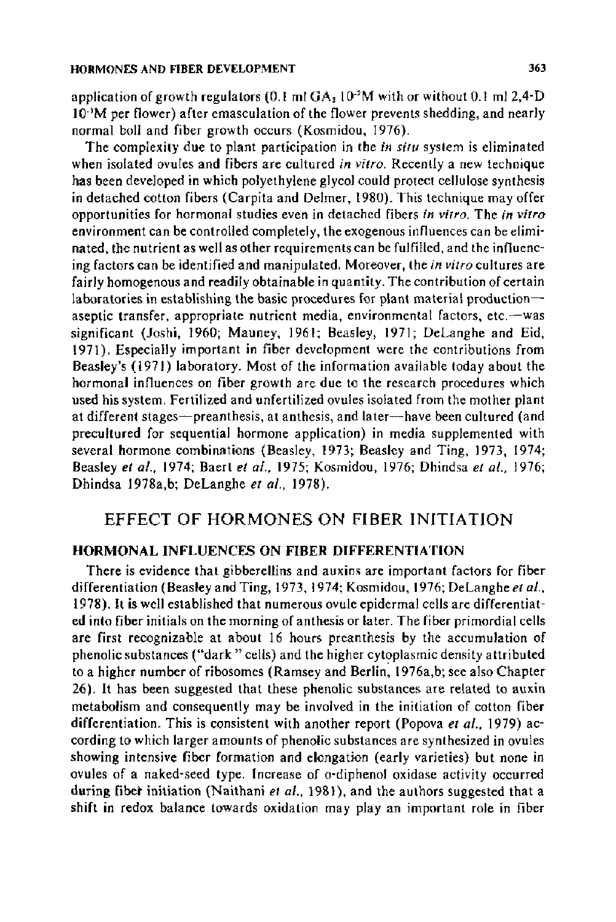application of growth regulators (0.1 ml $GA_3$ $10^{-2}$M with or without 0.1 ml 2,4-D $10^{-3}$M per flower) after emasculation of the flower prevents shedding, and nearly normal boll and fiber growth occurs (Kosmidou, 1976).

The complexity due to plant participation in the *in situ* system is eliminated when isolated ovules and fibers are cultured *in vitro*. Recently a new technique has been developed in which polyethylene glycol could protect cellulose synthesis in detached cotton fibers (Carpita and Delmer, 1980). This technique may offer opportunities for hormonal studies even in detached fibers *in vitro*. The *in vitro* environment can be controlled completely, the exogenous influences can be eliminated, the nutrient as well as other requirements can be fulfilled, and the influencing factors can be identified and manipulated. Moreover, the *in vitro* cultures are fairly homogenous and readily obtainable in quantity. The contribution of certain laboratories in establishing the basic procedures for plant material production—aseptic transfer, appropriate nutrient media, environmental factors, etc.—was significant (Joshi, 1960; Mauney, 1961; Beasley, 1971; DeLanghe and Eid, 1971). Especially important in fiber development were the contributions from Beasley's (1971) laboratory. Most of the information available today about the hormonal influences on fiber growth are due to the research procedures which used his system. Fertilized and unfertilized ovules isolated from the mother plant at different stages—preanthesis, at anthesis, and later—have been cultured (and precultured for sequential hormone application) in media supplemented with several hormone combinations (Beasley, 1973; Beasley and Ting, 1973, 1974; Beasley *et al.*, 1974; Baert *et al.*, 1975; Kosmidou, 1976; Dhindsa *et al.*, 1976; Dhindsa 1978a,b; DeLanghe *et al.*, 1978).

## EFFECT OF HORMONES ON FIBER INITIATION

### HORMONAL INFLUENCES ON FIBER DIFFERENTIATION

There is evidence that gibberellins and auxins are important factors for fiber differentiation (Beasley and Ting, 1973, 1974; Kosmidou, 1976; DeLanghe *et al.*, 1978). It is well established that numerous ovule epidermal cells are differentiated into fiber initials on the morning of anthesis or later. The fiber primordial cells are first recognizable at about 16 hours preanthesis by the accumulation of phenolic substances ("dark" cells) and the higher cytoplasmic density attributed to a higher number of ribosomes (Ramsey and Berlin, 1976a,b; see also Chapter 26). It has been suggested that these phenolic substances are related to auxin metabolism and consequently may be involved in the initiation of cotton fiber differentiation. This is consistent with another report (Popova *et al.*, 1979) according to which larger amounts of phenolic substances are synthesized in ovules showing intensive fiber formation and elongation (early varieties) but none in ovules of a naked-seed type. Increase of o-diphenol oxidase activity occurred during fiber initiation (Naithani *et al.*, 1981), and the authors suggested that a shift in redox balance towards oxidation may play an important role in fiber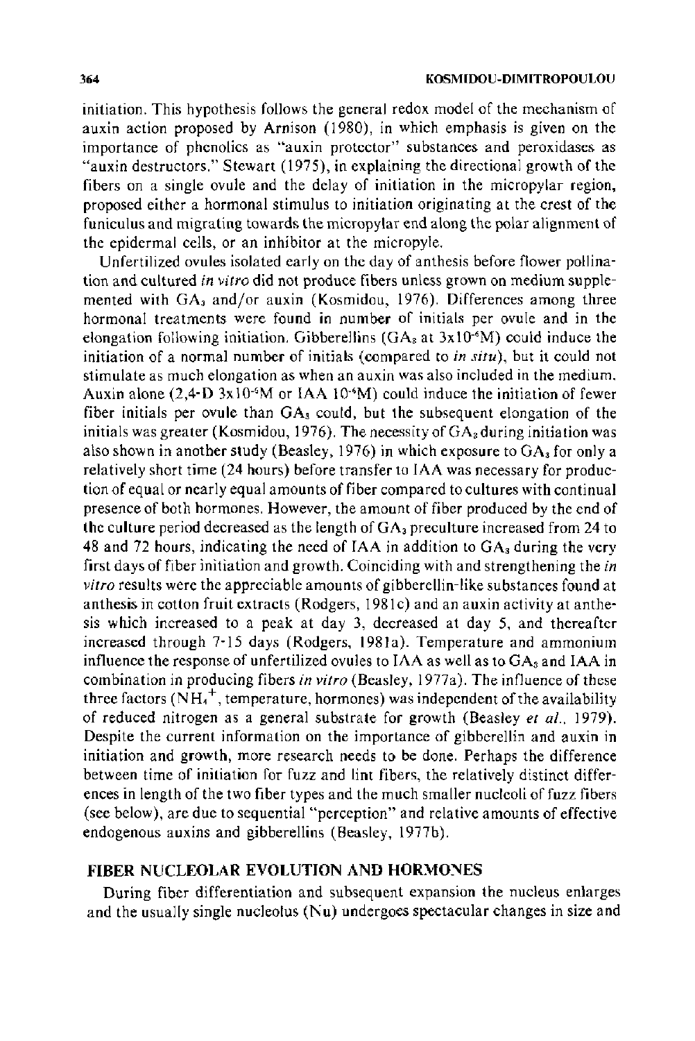initiation. This hypothesis follows the general redox model of the mechanism of auxin action proposed by Arnison (1980), in which emphasis is given on the importance of phenolics as "auxin protector" substances and peroxidases as "auxin destructors." Stewart (1975), in explaining the directional growth of the fibers on a single ovule and the delay of initiation in the micropylar region, proposed either a hormonal stimulus to initiation originating at the crest of the funiculus and migrating towards the micropylar end along the polar alignment of the epidermal cells, or an inhibitor at the micropyle.

Unfertilized ovules isolated early on the day of anthesis before flower pollination and cultured *in vitro* did not produce fibers unless grown on medium supplemented with $GA_3$ and/or auxin (Kosmidou, 1976). Differences among three hormonal treatments were found in number of initials per ovule and in the elongation following initiation. Gibberellins ($GA_3$ at $3 \times 10^{-6}$M) could induce the initiation of a normal number of initials (compared to *in situ*), but it could not stimulate as much elongation as when an auxin was also included in the medium. Auxin alone (2,4-D $3 \times 10^{-6}$M or IAA $10^{-6}$M) could induce the initiation of fewer fiber initials per ovule than $GA_3$ could, but the subsequent elongation of the initials was greater (Kosmidou, 1976). The necessity of $GA_3$ during initiation was also shown in another study (Beasley, 1976) in which exposure to $GA_3$ for only a relatively short time (24 hours) before transfer to IAA was necessary for production of equal or nearly equal amounts of fiber compared to cultures with continual presence of both hormones. However, the amount of fiber produced by the end of the culture period decreased as the length of $GA_3$ preculture increased from 24 to 48 and 72 hours, indicating the need of IAA in addition to $GA_3$ during the very first days of fiber initiation and growth. Coinciding with and strengthening the *in vitro* results were the appreciable amounts of gibberellin-like substances found at anthesis in cotton fruit extracts (Rodgers, 1981c) and an auxin activity at anthesis which increased to a peak at day 3, decreased at day 5, and thereafter increased through 7-15 days (Rodgers, 1981a). Temperature and ammonium influence the response of unfertilized ovules to IAA as well as to $GA_3$ and IAA in combination in producing fibers *in vitro* (Beasley, 1977a). The influence of these three factors ($NH_4^+$, temperature, hormones) was independent of the availability of reduced nitrogen as a general substrate for growth (Beasley *et al.*, 1979). Despite the current information on the importance of gibberellin and auxin in initiation and growth, more research needs to be done. Perhaps the difference between time of initiation for fuzz and lint fibers, the relatively distinct differences in length of the two fiber types and the much smaller nucleoli of fuzz fibers (see below), are due to sequential "perception" and relative amounts of effective endogenous auxins and gibberellins (Beasley, 1977b).

## FIBER NUCLEOLAR EVOLUTION AND HORMONES

During fiber differentiation and subsequent expansion the nucleus enlarges and the usually single nucleolus (Nu) undergoes spectacular changes in size and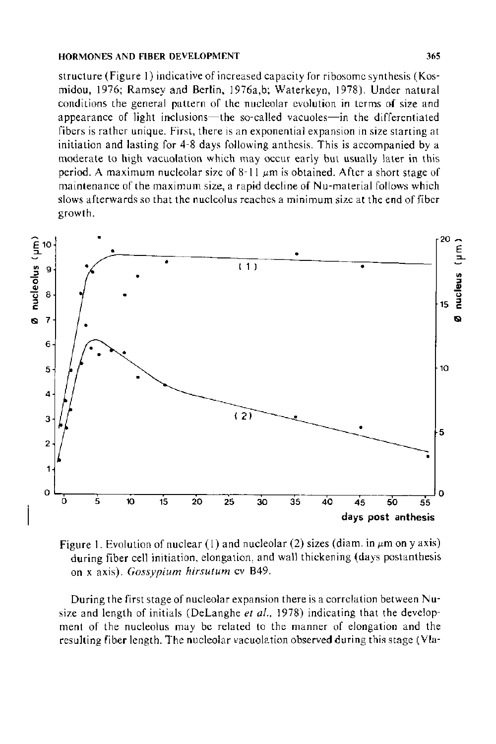structure (Figure 1) indicative of increased capacity for ribosome synthesis (Kosmidou, 1976; Ramsey and Berlin, 1976a,b; Waterkeyn, 1978). Under natural conditions the general pattern of the nucleolar evolution in terms of size and appearance of light inclusions—the so-called vacuoles—in the differentiated fibers is rather unique. First, there is an exponential expansion in size starting at initiation and lasting for 4-8 days following anthesis. This is accompanied by a moderate to high vacuolation which may occur early but usually later in this period. A maximum nucleolar size of 8-11 μm is obtained. After a short stage of maintenance of the maximum size, a rapid decline of Nu-material follows which slows afterwards so that the nucleolus reaches a minimum size at the end of fiber growth.

Figure 1. Evolution of nuclear (1) and nucleolar (2) sizes (diam. in μm on y axis) during fiber cell initiation, elongation, and wall thickening (days postanthesis on x axis). *Gossypium hirsutum* cv B49.

During the first stage of nucleolar expansion there is a correlation between Nu-size and length of initials (DeLanghe *et al.*, 1978) indicating that the development of the nucleolus may be related to the manner of elongation and the resulting fiber length. The nucleolar vacuolation observed during this stage (Vla-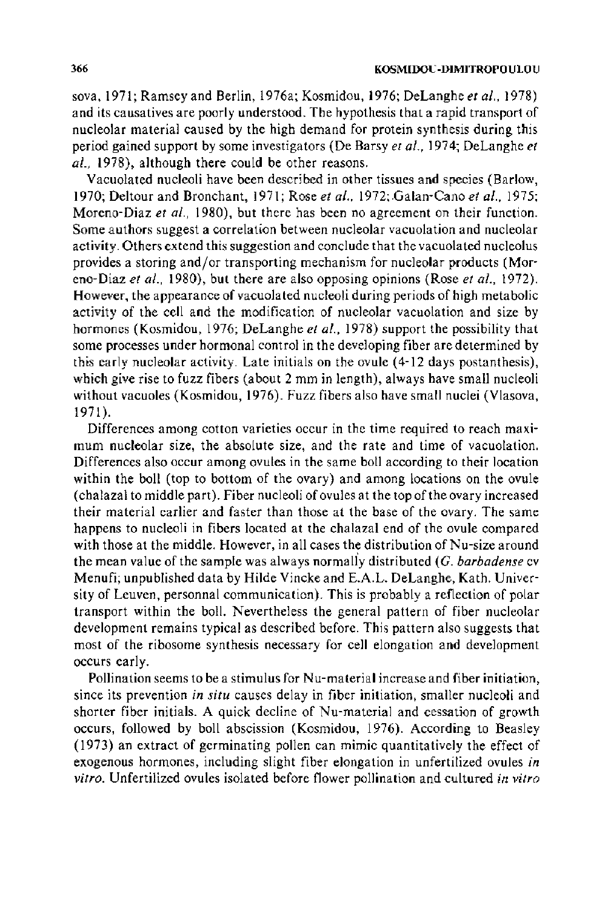sova, 1971; Ramsey and Berlin, 1976a; Kosmidou, 1976; DeLanghe *et al.*, 1978) and its causatives are poorly understood. The hypothesis that a rapid transport of nucleolar material caused by the high demand for protein synthesis during this period gained support by some investigators (De Barsy *et al.*, 1974; DeLanghe *et al.*, 1978), although there could be other reasons.

Vacuolated nucleoli have been described in other tissues and species (Barlow, 1970; Deltour and Bronchant, 1971; Rose *et al.*, 1972; Galan-Cano *et al.*, 1975; Moreno-Diaz *et al.*, 1980), but there has been no agreement on their function. Some authors suggest a correlation between nucleolar vacuolation and nucleolar activity. Others extend this suggestion and conclude that the vacuolated nucleolus provides a storing and/or transporting mechanism for nucleolar products (Moreno-Diaz *et al.*, 1980), but there are also opposing opinions (Rose *et al.*, 1972). However, the appearance of vacuolated nucleoli during periods of high metabolic activity of the cell and the modification of nucleolar vacuolation and size by hormones (Kosmidou, 1976; DeLanghe *et al.*, 1978) support the possibility that some processes under hormonal control in the developing fiber are determined by this early nucleolar activity. Late initials on the ovule (4-12 days postanthesis), which give rise to fuzz fibers (about 2 mm in length), always have small nucleoli without vacuoles (Kosmidou, 1976). Fuzz fibers also have small nuclei (Vlasova, 1971).

Differences among cotton varieties occur in the time required to reach maximum nucleolar size, the absolute size, and the rate and time of vacuolation. Differences also occur among ovules in the same boll according to their location within the boll (top to bottom of the ovary) and among locations on the ovule (chalazal to middle part). Fiber nucleoli of ovules at the top of the ovary increased their material earlier and faster than those at the base of the ovary. The same happens to nucleoli in fibers located at the chalazal end of the ovule compared with those at the middle. However, in all cases the distribution of Nu-size around the mean value of the sample was always normally distributed (*G. barbadense* cv Menufi; unpublished data by Hilde Vincke and E.A.L. DeLanghe, Kath. University of Leuven, personnal communication). This is probably a reflection of polar transport within the boll. Nevertheless the general pattern of fiber nucleolar development remains typical as described before. This pattern also suggests that most of the ribosome synthesis necessary for cell elongation and development occurs early.

Pollination seems to be a stimulus for Nu-material increase and fiber initiation, since its prevention *in situ* causes delay in fiber initiation, smaller nucleoli and shorter fiber initials. A quick decline of Nu-material and cessation of growth occurs, followed by boll abscission (Kosmidou, 1976). According to Beasley (1973) an extract of germinating pollen can mimic quantitatively the effect of exogenous hormones, including slight fiber elongation in unfertilized ovules *in vitro*. Unfertilized ovules isolated before flower pollination and cultured *in vitro*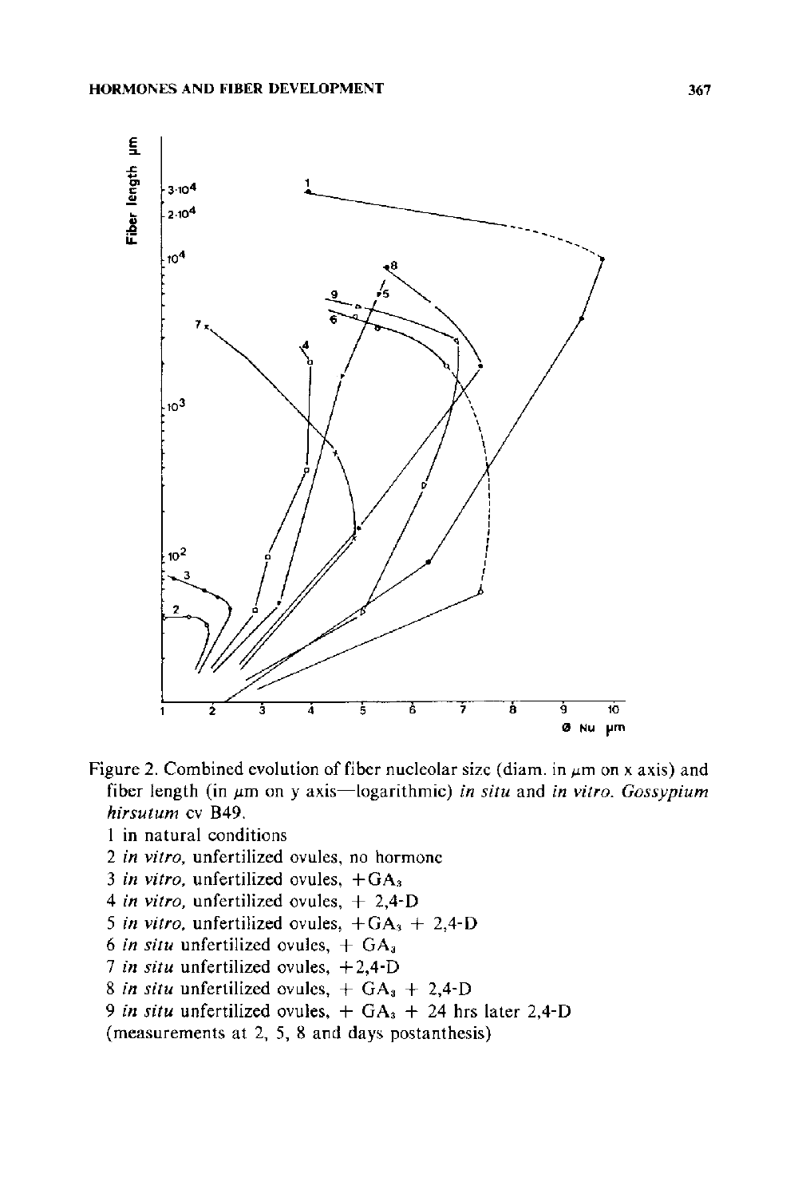Figure 2. Combined evolution of fiber nucleolar size (diam. in μm on x axis) and fiber length (in μm on y axis—logarithmic) *in situ* and *in vitro*. *Gossypium hirsutum* cv B49.

1 in natural conditions

2 *in vitro*, unfertilized ovules, no hormone

3 *in vitro*, unfertilized ovules, $+GA_3$

4 *in vitro*, unfertilized ovules, + 2,4-D

5 *in vitro*, unfertilized ovules, $+GA_3$ + 2,4-D

6 *in situ* unfertilized ovules, + $GA_3$

7 *in situ* unfertilized ovules, +2,4-D

8 *in situ* unfertilized ovules, + $GA_3$ + 2,4-D

9 *in situ* unfertilized ovules, + $GA_3$ + 24 hrs later 2,4-D

(measurements at 2, 5, 8 and days postanthesis)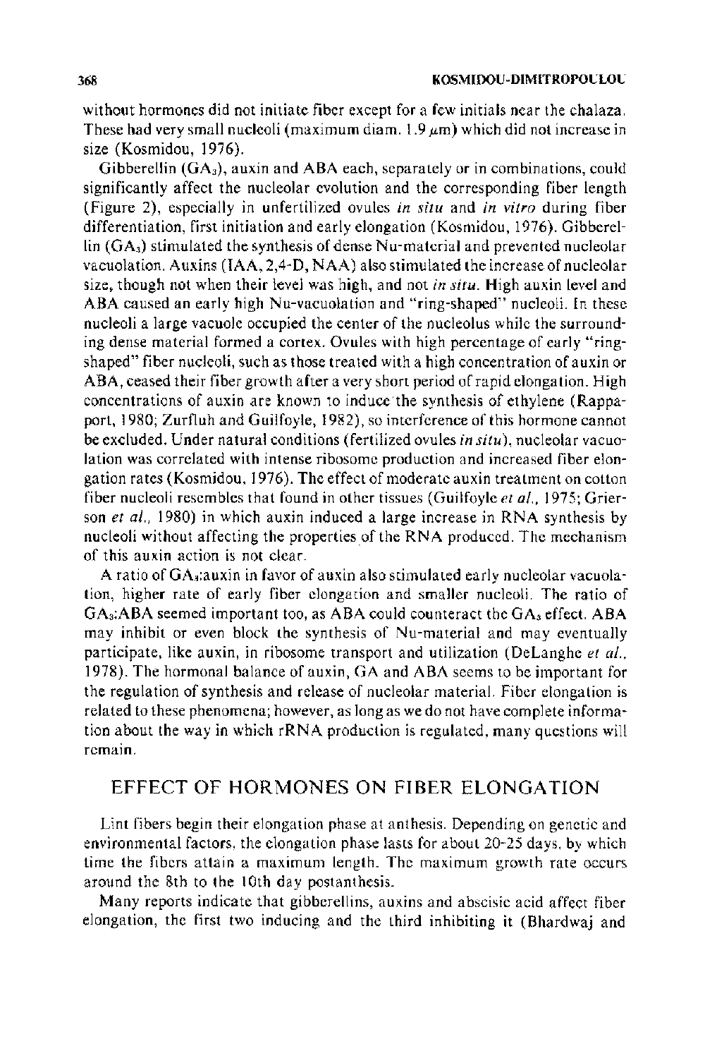without hormones did not initiate fiber except for a few initials near the chalaza. These had very small nucleoli (maximum diam. 1.9 $\mu$m) which did not increase in size (Kosmidou, 1976).

Gibberellin ($GA_3$), auxin and ABA each, separately or in combinations, could significantly affect the nucleolar evolution and the corresponding fiber length (Figure 2), especially in unfertilized ovules *in situ* and *in vitro* during fiber differentiation, first initiation and early elongation (Kosmidou, 1976). Gibberellin ($GA_3$) stimulated the synthesis of dense Nu-material and prevented nucleolar vacuolation. Auxins (IAA, 2,4-D, NAA) also stimulated the increase of nucleolar size, though not when their level was high, and not *in situ*. High auxin level and ABA caused an early high Nu-vacuolation and "ring-shaped" nucleoli. In these nucleoli a large vacuole occupied the center of the nucleolus while the surrounding dense material formed a cortex. Ovules with high percentage of early "ring-shaped" fiber nucleoli, such as those treated with a high concentration of auxin or ABA, ceased their fiber growth after a very short period of rapid elongation. High concentrations of auxin are known to induce the synthesis of ethylene (Rappaport, 1980; Zurfluh and Guilfoyle, 1982), so interference of this hormone cannot be excluded. Under natural conditions (fertilized ovules *in situ*), nucleolar vacuolation was correlated with intense ribosome production and increased fiber elongation rates (Kosmidou, 1976). The effect of moderate auxin treatment on cotton fiber nucleoli resembles that found in other tissues (Guilfoyle *et al.*, 1975; Grierson *et al.*, 1980) in which auxin induced a large increase in RNA synthesis by nucleoli without affecting the properties of the RNA produced. The mechanism of this auxin action is not clear.

A ratio of $GA_3$:auxin in favor of auxin also stimulated early nucleolar vacuolation, higher rate of early fiber elongation and smaller nucleoli. The ratio of $GA_3$:ABA seemed important too, as ABA could counteract the $GA_3$ effect. ABA may inhibit or even block the synthesis of Nu-material and may eventually participate, like auxin, in ribosome transport and utilization (DeLanghe *et al.*, 1978). The hormonal balance of auxin, GA and ABA seems to be important for the regulation of synthesis and release of nucleolar material. Fiber elongation is related to these phenomena; however, as long as we do not have complete information about the way in which rRNA production is regulated, many questions will remain.

## EFFECT OF HORMONES ON FIBER ELONGATION

Lint fibers begin their elongation phase at anthesis. Depending on genetic and environmental factors, the elongation phase lasts for about 20-25 days, by which time the fibers attain a maximum length. The maximum growth rate occurs around the 8th to the 10th day postanthesis.

Many reports indicate that gibberellins, auxins and abscisic acid affect fiber elongation, the first two inducing and the third inhibiting it (Bhardwaj and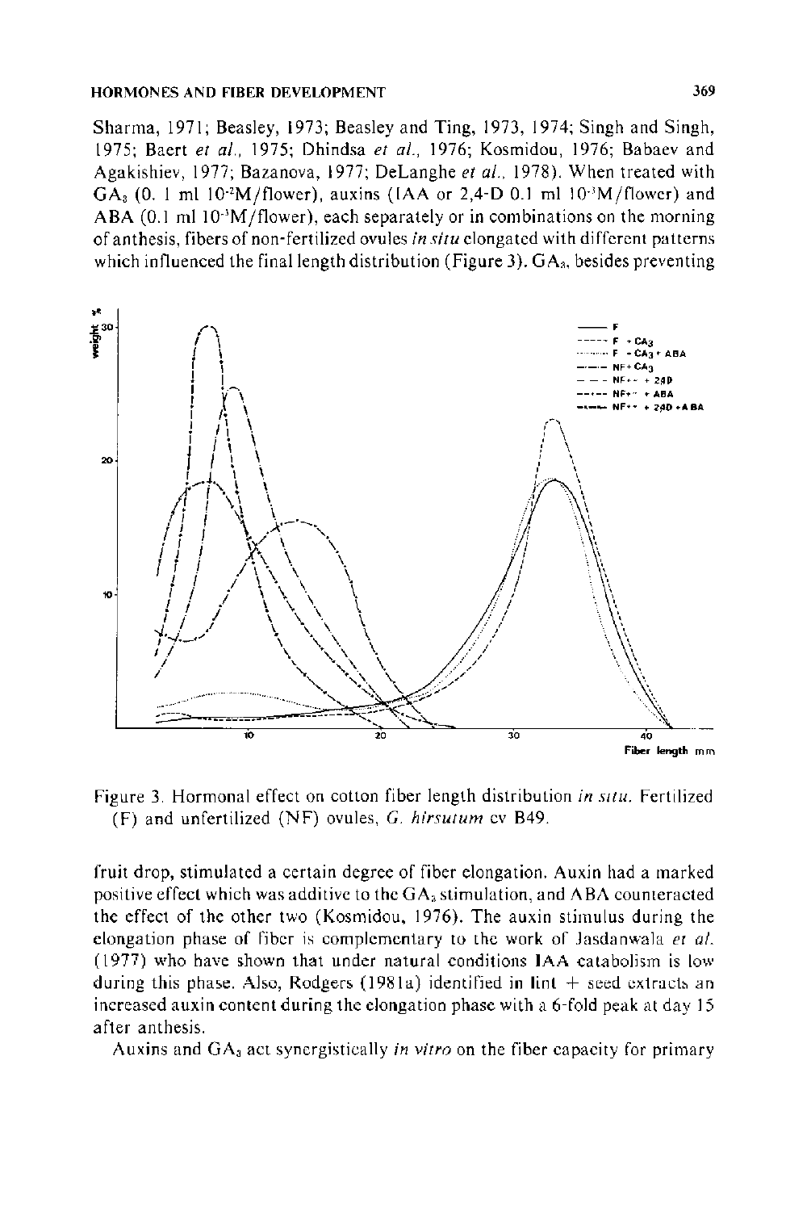Sharma, 1971; Beasley, 1973; Beasley and Ting, 1973, 1974; Singh and Singh, 1975; Baert *et al.*, 1975; Dhindsa *et al.*, 1976; Kosmidou, 1976; Babaev and Agakishiev, 1977; Bazanova, 1977; DeLanghe *et al.*, 1978). When treated with $GA_3$ (0. 1 ml $10^{-2}$M/flower), auxins (IAA or 2,4-D 0.1 ml $10^{-3}$M/flower) and ABA (0.1 ml $10^{-3}$M/flower), each separately or in combinations on the morning of anthesis, fibers of non-fertilized ovules *in situ* elongated with different patterns which influenced the final length distribution (Figure 3). $GA_3$, besides preventing

Figure 3. Hormonal effect on cotton fiber length distribution *in situ*. Fertilized (F) and unfertilized (NF) ovules, *G. hirsutum* cv B49.

fruit drop, stimulated a certain degree of fiber elongation. Auxin had a marked positive effect which was additive to the $GA_3$ stimulation, and ABA counteracted the effect of the other two (Kosmidou, 1976). The auxin stimulus during the elongation phase of fiber is complementary to the work of Jasdanwala *et al.* (1977) who have shown that under natural conditions IAA catabolism is low during this phase. Also, Rodgers (1981a) identified in lint + seed extracts an increased auxin content during the elongation phase with a 6-fold peak at day 15 after anthesis.

Auxins and $GA_3$ act synergistically *in vitro* on the fiber capacity for primary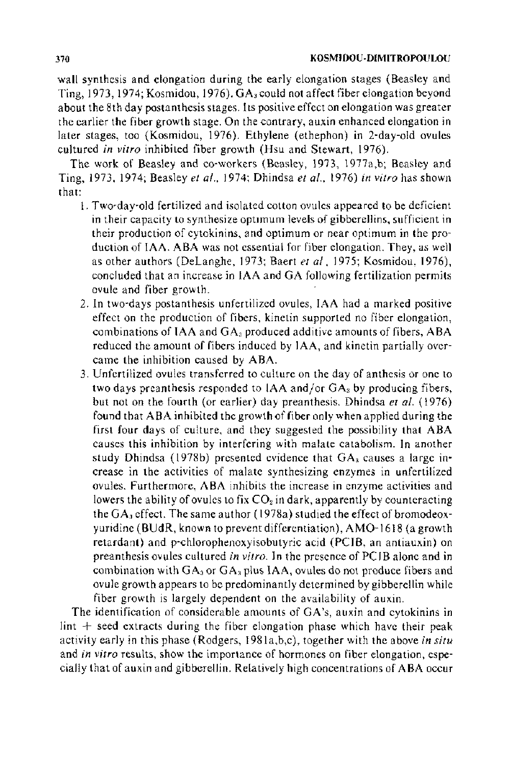wall synthesis and elongation during the early elongation stages (Beasley and Ting, 1973, 1974; Kosmidou, 1976). $GA_3$ could not affect fiber elongation beyond about the 8th day postanthesis stages. Its positive effect on elongation was greater the earlier the fiber growth stage. On the contrary, auxin enhanced elongation in later stages, too (Kosmidou, 1976). Ethylene (ethephon) in 2-day-old ovules cultured *in vitro* inhibited fiber growth (Hsu and Stewart, 1976).

The work of Beasley and co-workers (Beasley, 1973, 1977a,b; Beasley and Ting, 1973, 1974; Beasley *et al.*, 1974; Dhindsa *et al.*, 1976) *in vitro* has shown that:

1. Two-day-old fertilized and isolated cotton ovules appeared to be deficient in their capacity to synthesize optimum levels of gibberellins, sufficient in their production of cytokinins, and optimum or near optimum in the production of IAA. ABA was not essential for fiber elongation. They, as well as other authors (DeLanghe, 1973; Baert *et al.*, 1975; Kosmidou, 1976), concluded that an increase in IAA and GA following fertilization permits ovule and fiber growth.
2. In two-days postanthesis unfertilized ovules, IAA had a marked positive effect on the production of fibers, kinetin supported no fiber elongation, combinations of IAA and $GA_3$ produced additive amounts of fibers, ABA reduced the amount of fibers induced by IAA, and kinetin partially overcame the inhibition caused by ABA.
3. Unfertilized ovules transferred to culture on the day of anthesis or one to two days preanthesis responded to IAA and/or $GA_3$ by producing fibers, but not on the fourth (or earlier) day preanthesis. Dhindsa *et al.* (1976) found that ABA inhibited the growth of fiber only when applied during the first four days of culture, and they suggested the possibility that ABA causes this inhibition by interfering with malate catabolism. In another study Dhindsa (1978b) presented evidence that $GA_3$ causes a large increase in the activities of malate synthesizing enzymes in unfertilized ovules. Furthermore, ABA inhibits the increase in enzyme activities and lowers the ability of ovules to fix $CO_2$ in dark, apparently by counteracting the $GA_3$ effect. The same author (1978a) studied the effect of bromodeoxyuridine (BUdR, known to prevent differentiation), AMO-1618 (a growth retardant) and p-chlorophenoxyisobutyric acid (PCIB, an antiauxin) on preanthesis ovules cultured *in vitro*. In the presence of PCIB alone and in combination with $GA_3$ or $GA_3$ plus IAA, ovules do not produce fibers and ovule growth appears to be predominantly determined by gibberellin while fiber growth is largely dependent on the availability of auxin.

The identification of considerable amounts of GA's, auxin and cytokinins in lint + seed extracts during the fiber elongation phase which have their peak activity early in this phase (Rodgers, 1981a,b,c), together with the above *in situ* and *in vitro* results, show the importance of hormones on fiber elongation, especially that of auxin and gibberellin. Relatively high concentrations of ABA occur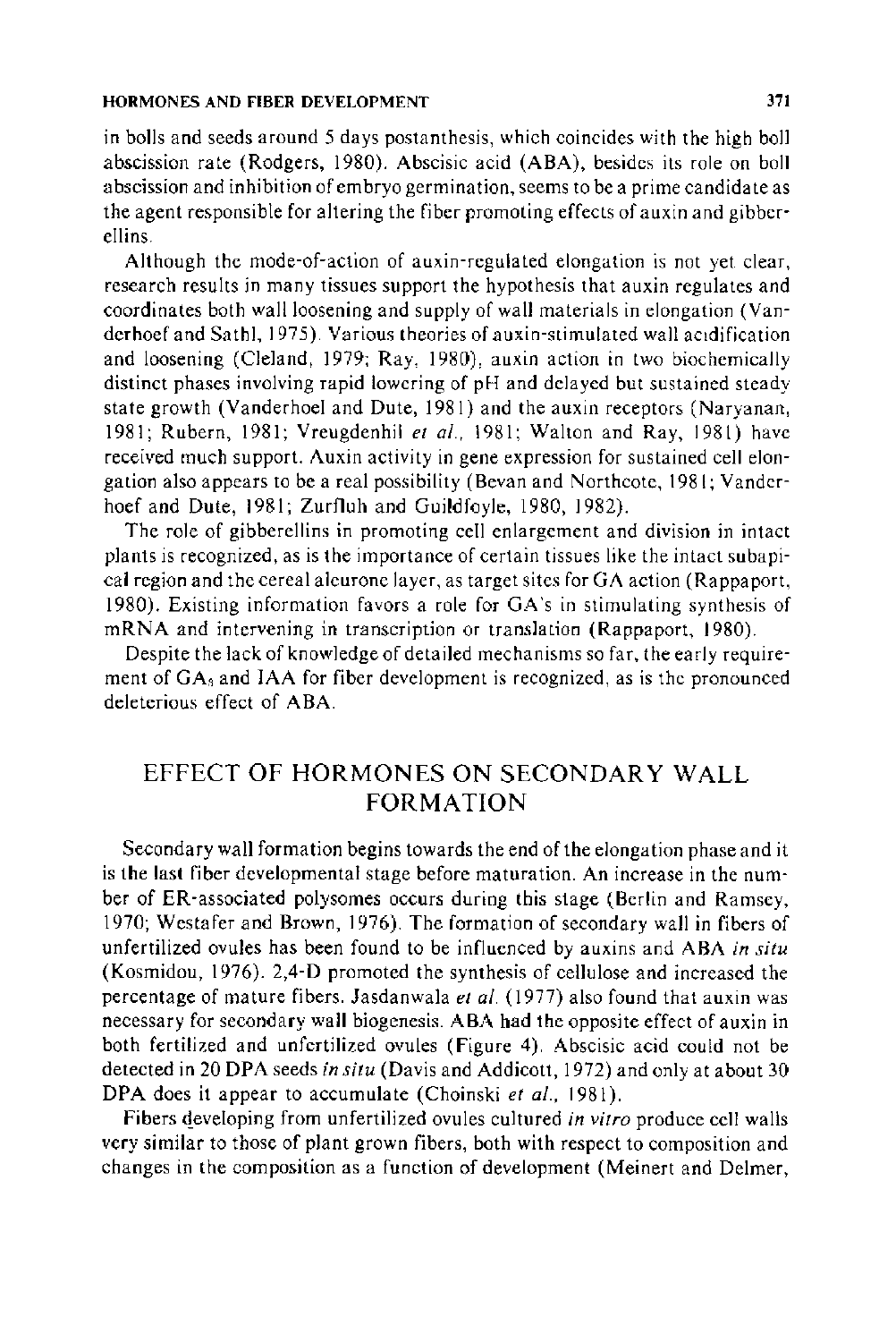in bolls and seeds around 5 days postanthesis, which coincides with the high boll abscission rate (Rodgers, 1980). Abscisic acid (ABA), besides its role on boll abscission and inhibition of embryo germination, seems to be a prime candidate as the agent responsible for altering the fiber promoting effects of auxin and gibberellins.

Although the mode-of-action of auxin-regulated elongation is not yet clear, research results in many tissues support the hypothesis that auxin regulates and coordinates both wall loosening and supply of wall materials in elongation (Vanderhoef and Sathl, 1975). Various theories of auxin-stimulated wall acidification and loosening (Cleland, 1979; Ray, 1980), auxin action in two biochemically distinct phases involving rapid lowering of pH and delayed but sustained steady state growth (Vanderhoel and Dute, 1981) and the auxin receptors (Naryanan, 1981; Rubern, 1981; Vreugdenhil *et al.*, 1981; Walton and Ray, 1981) have received much support. Auxin activity in gene expression for sustained cell elongation also appears to be a real possibility (Bevan and Northcote, 1981; Vanderhoef and Dute, 1981; Zurfluh and Guildfoyle, 1980, 1982).

The role of gibberellins in promoting cell enlargement and division in intact plants is recognized, as is the importance of certain tissues like the intact subapical region and the cereal aleurone layer, as target sites for GA action (Rappaport, 1980). Existing information favors a role for GA's in stimulating synthesis of mRNA and intervening in transcription or translation (Rappaport, 1980).

Despite the lack of knowledge of detailed mechanisms so far, the early requirement of $GA_3$ and IAA for fiber development is recognized, as is the pronounced deleterious effect of ABA.

## EFFECT OF HORMONES ON SECONDARY WALL FORMATION

Secondary wall formation begins towards the end of the elongation phase and it is the last fiber developmental stage before maturation. An increase in the number of ER-associated polysomes occurs during this stage (Berlin and Ramsey, 1970; Westafer and Brown, 1976). The formation of secondary wall in fibers of unfertilized ovules has been found to be influenced by auxins and ABA *in situ* (Kosmidou, 1976). 2,4-D promoted the synthesis of cellulose and increased the percentage of mature fibers. Jasdanwala *et al.* (1977) also found that auxin was necessary for secondary wall biogenesis. ABA had the opposite effect of auxin in both fertilized and unfertilized ovules (Figure 4). Abscisic acid could not be detected in 20 DPA seeds *in situ* (Davis and Addicott, 1972) and only at about 30 DPA does it appear to accumulate (Choinski *et al.*, 1981).

Fibers developing from unfertilized ovules cultured *in vitro* produce cell walls very similar to those of plant grown fibers, both with respect to composition and changes in the composition as a function of development (Meinert and Delmer,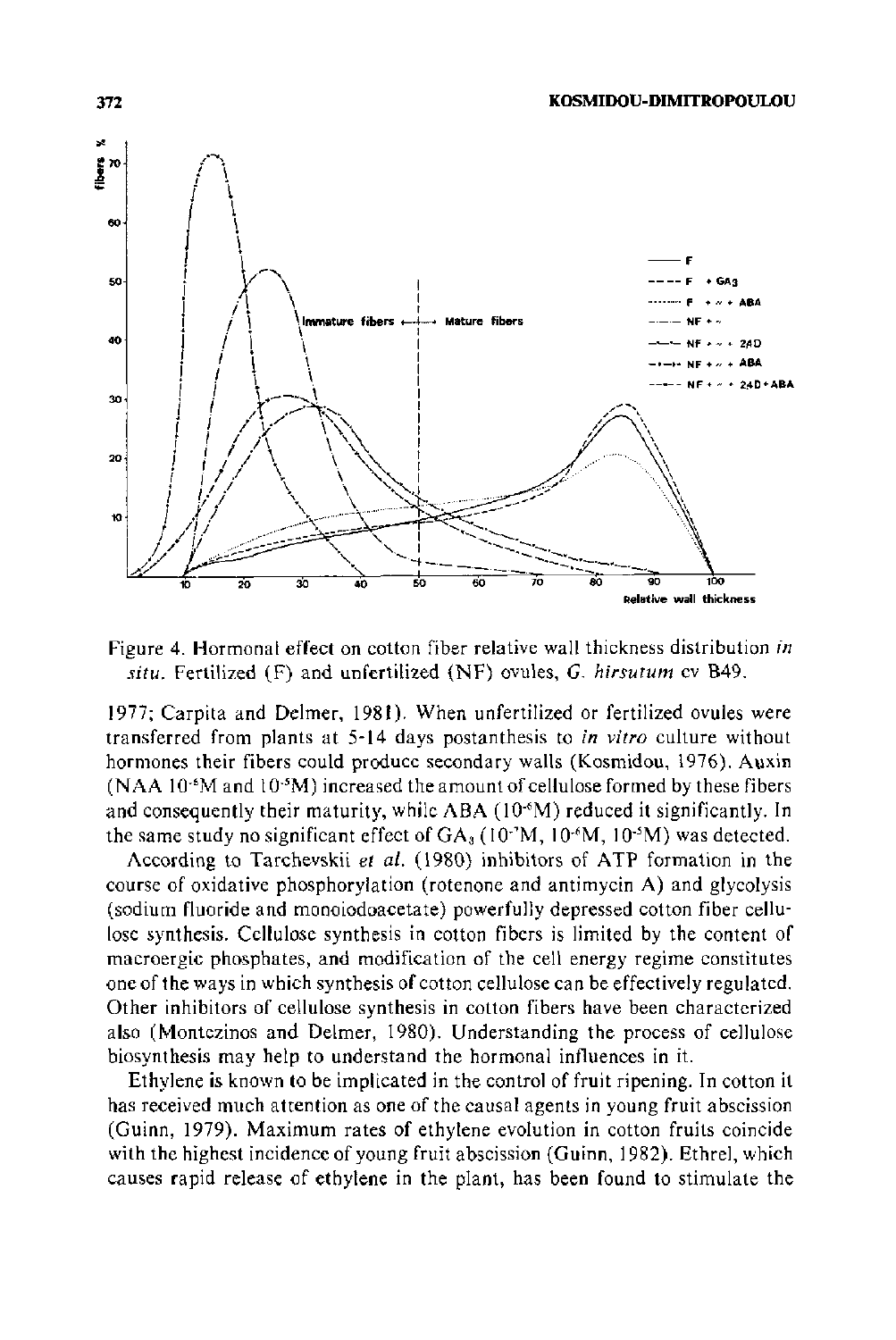Figure 4. Hormonal effect on cotton fiber relative wall thickness distribution *in situ*. Fertilized (F) and unfertilized (NF) ovules, *G. hirsutum* cv B49.

1977; Carpita and Delmer, 1981). When unfertilized or fertilized ovules were transferred from plants at 5-14 days postanthesis to *in vitro* culture without hormones their fibers could produce secondary walls (Kosmidou, 1976). Auxin (NAA $10^{-6}$M and $10^{-5}$M) increased the amount of cellulose formed by these fibers and consequently their maturity, while ABA ($10^{-6}$M) reduced it significantly. In the same study no significant effect of $GA_3$ ($10^{-7}$M, $10^{-6}$M, $10^{-5}$M) was detected.

According to Tarchevskii *et al.* (1980) inhibitors of ATP formation in the course of oxidative phosphorylation (rotenone and antimycin A) and glycolysis (sodium fluoride and monoiodoacetate) powerfully depressed cotton fiber cellulose synthesis. Cellulose synthesis in cotton fibers is limited by the content of macroergic phosphates, and modification of the cell energy regime constitutes one of the ways in which synthesis of cotton cellulose can be effectively regulated. Other inhibitors of cellulose synthesis in cotton fibers have been characterized also (Montezinos and Delmer, 1980). Understanding the process of cellulose biosynthesis may help to understand the hormonal influences in it.

Ethylene is known to be implicated in the control of fruit ripening. In cotton it has received much attention as one of the causal agents in young fruit abscission (Guinn, 1979). Maximum rates of ethylene evolution in cotton fruits coincide with the highest incidence of young fruit abscission (Guinn, 1982). Ethrel, which causes rapid release of ethylene in the plant, has been found to stimulate the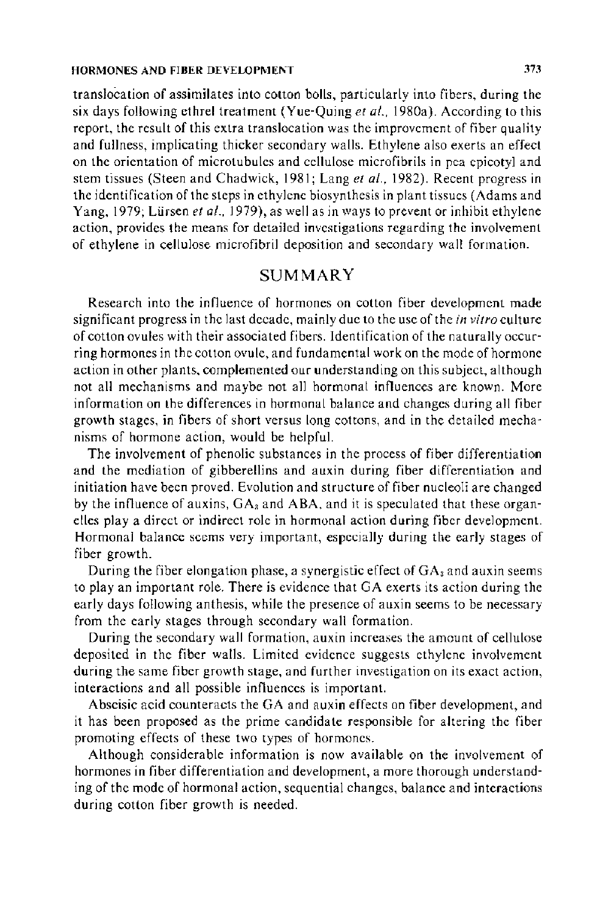translocation of assimilates into cotton bolls, particularly into fibers, during the six days following ethrel treatment (Yue-Quing *et al.*, 1980a). According to this report, the result of this extra translocation was the improvement of fiber quality and fullness, implicating thicker secondary walls. Ethylene also exerts an effect on the orientation of microtubules and cellulose microfibrils in pea epicotyl and stem tissues (Steen and Chadwick, 1981; Lang *et al.*, 1982). Recent progress in the identification of the steps in ethylene biosynthesis in plant tissues (Adams and Yang, 1979; Lürsen *et al.*, 1979), as well as in ways to prevent or inhibit ethylene action, provides the means for detailed investigations regarding the involvement of ethylene in cellulose microfibril deposition and secondary wall formation.

## SUMMARY

Research into the influence of hormones on cotton fiber development made significant progress in the last decade, mainly due to the use of the *in vitro* culture of cotton ovules with their associated fibers. Identification of the naturally occurring hormones in the cotton ovule, and fundamental work on the mode of hormone action in other plants, complemented our understanding on this subject, although not all mechanisms and maybe not all hormonal influences are known. More information on the differences in hormonal balance and changes during all fiber growth stages, in fibers of short versus long cottons, and in the detailed mechanisms of hormone action, would be helpful.

The involvement of phenolic substances in the process of fiber differentiation and the mediation of gibberellins and auxin during fiber differentiation and initiation have been proved. Evolution and structure of fiber nucleoli are changed by the influence of auxins, $GA_3$ and ABA, and it is speculated that these organelles play a direct or indirect role in hormonal action during fiber development. Hormonal balance seems very important, especially during the early stages of fiber growth.

During the fiber elongation phase, a synergistic effect of $GA_3$ and auxin seems to play an important role. There is evidence that GA exerts its action during the early days following anthesis, while the presence of auxin seems to be necessary from the early stages through secondary wall formation.

During the secondary wall formation, auxin increases the amount of cellulose deposited in the fiber walls. Limited evidence suggests ethylene involvement during the same fiber growth stage, and further investigation on its exact action, interactions and all possible influences is important.

Abscisic acid counteracts the GA and auxin effects on fiber development, and it has been proposed as the prime candidate responsible for altering the fiber promoting effects of these two types of hormones.

Although considerable information is now available on the involvement of hormones in fiber differentiation and development, a more thorough understanding of the mode of hormonal action, sequential changes, balance and interactions during cotton fiber growth is needed.